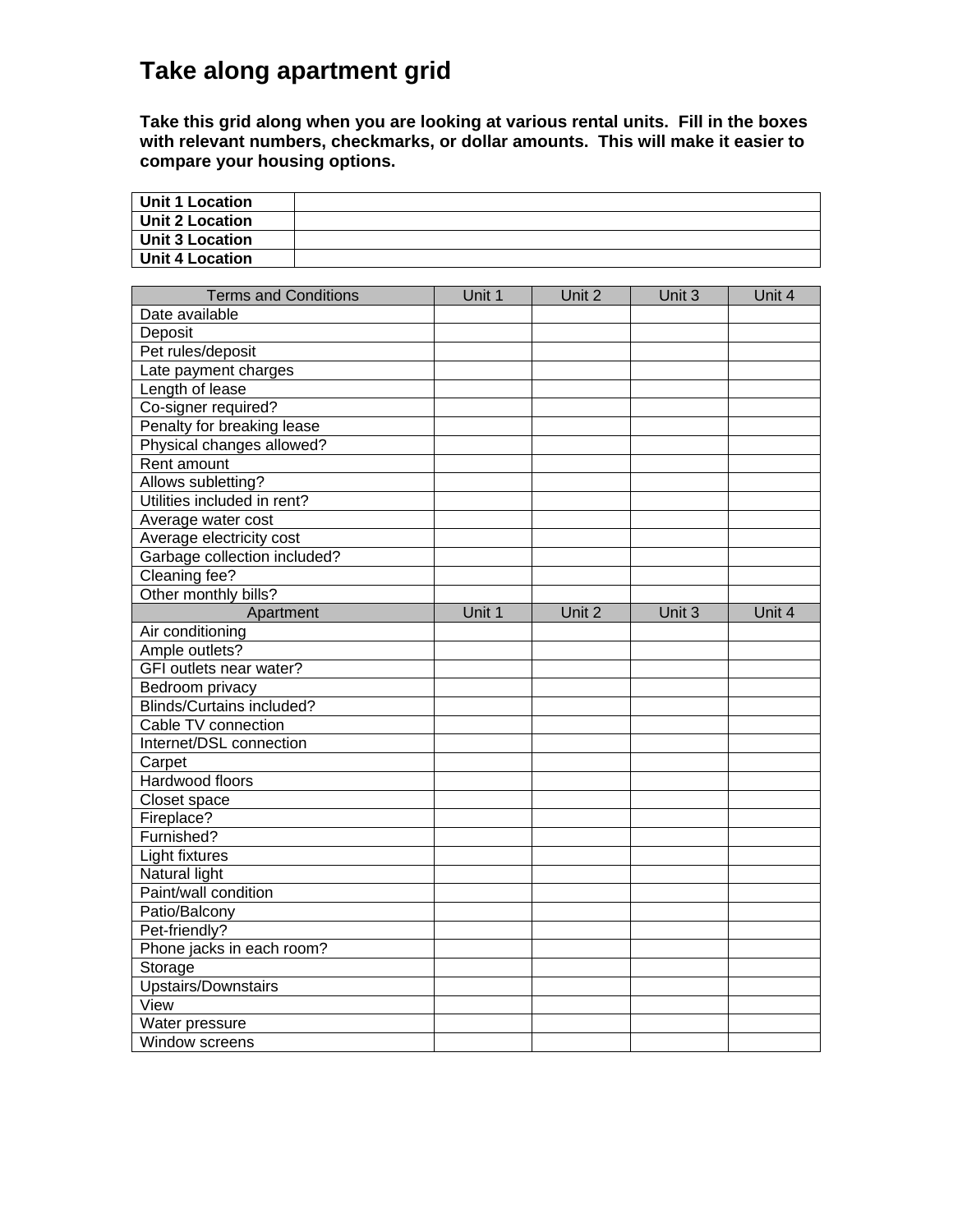# Take along apartment grid

**Take this grid along when you are looking at various rental units. Fill in the boxes with relevant numbers, checkmarks, or dollar amounts. This will make it easier to compare your housing options.**

| | |
|---|---|
| **Unit 1 Location** | |
| **Unit 2 Location** | |
| **Unit 3 Location** | |
| **Unit 4 Location** | |

| Terms and Conditions | Unit 1 | Unit 2 | Unit 3 | Unit 4 |
|---|---|---|---|---|
| Date available | | | | |
| Deposit | | | | |
| Pet rules/deposit | | | | |
| Late payment charges | | | | |
| Length of lease | | | | |
| Co-signer required? | | | | |
| Penalty for breaking lease | | | | |
| Physical changes allowed? | | | | |
| Rent amount | | | | |
| Allows subletting? | | | | |
| Utilities included in rent? | | | | |
| Average water cost | | | | |
| Average electricity cost | | | | |
| Garbage collection included? | | | | |
| Cleaning fee? | | | | |
| Other monthly bills? | | | | |
| Apartment | Unit 1 | Unit 2 | Unit 3 | Unit 4 |
| Air conditioning | | | | |
| Ample outlets? | | | | |
| GFI outlets near water? | | | | |
| Bedroom privacy | | | | |
| Blinds/Curtains included? | | | | |
| Cable TV connection | | | | |
| Internet/DSL connection | | | | |
| Carpet | | | | |
| Hardwood floors | | | | |
| Closet space | | | | |
| Fireplace? | | | | |
| Furnished? | | | | |
| Light fixtures | | | | |
| Natural light | | | | |
| Paint/wall condition | | | | |
| Patio/Balcony | | | | |
| Pet-friendly? | | | | |
| Phone jacks in each room? | | | | |
| Storage | | | | |
| Upstairs/Downstairs | | | | |
| View | | | | |
| Water pressure | | | | |
| Window screens | | | | |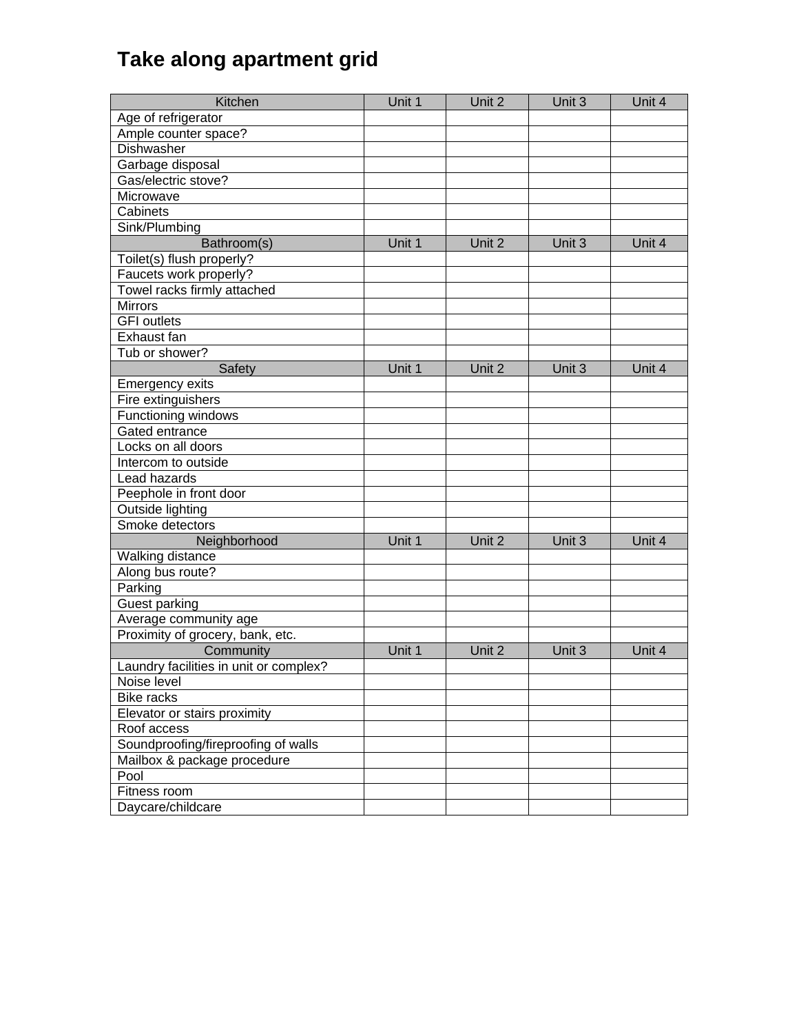# Take along apartment grid

| Kitchen | Unit 1 | Unit 2 | Unit 3 | Unit 4 |
|---|---|---|---|---|
| Age of refrigerator | | | | |
| Ample counter space? | | | | |
| Dishwasher | | | | |
| Garbage disposal | | | | |
| Gas/electric stove? | | | | |
| Microwave | | | | |
| Cabinets | | | | |
| Sink/Plumbing | | | | |
| Bathroom(s) | Unit 1 | Unit 2 | Unit 3 | Unit 4 |
| Toilet(s) flush properly? | | | | |
| Faucets work properly? | | | | |
| Towel racks firmly attached | | | | |
| Mirrors | | | | |
| GFI outlets | | | | |
| Exhaust fan | | | | |
| Tub or shower? | | | | |
| Safety | Unit 1 | Unit 2 | Unit 3 | Unit 4 |
| Emergency exits | | | | |
| Fire extinguishers | | | | |
| Functioning windows | | | | |
| Gated entrance | | | | |
| Locks on all doors | | | | |
| Intercom to outside | | | | |
| Lead hazards | | | | |
| Peephole in front door | | | | |
| Outside lighting | | | | |
| Smoke detectors | | | | |
| Neighborhood | Unit 1 | Unit 2 | Unit 3 | Unit 4 |
| Walking distance | | | | |
| Along bus route? | | | | |
| Parking | | | | |
| Guest parking | | | | |
| Average community age | | | | |
| Proximity of grocery, bank, etc. | | | | |
| Community | Unit 1 | Unit 2 | Unit 3 | Unit 4 |
| Laundry facilities in unit or complex? | | | | |
| Noise level | | | | |
| Bike racks | | | | |
| Elevator or stairs proximity | | | | |
| Roof access | | | | |
| Soundproofing/fireproofing of walls | | | | |
| Mailbox & package procedure | | | | |
| Pool | | | | |
| Fitness room | | | | |
| Daycare/childcare | | | | |